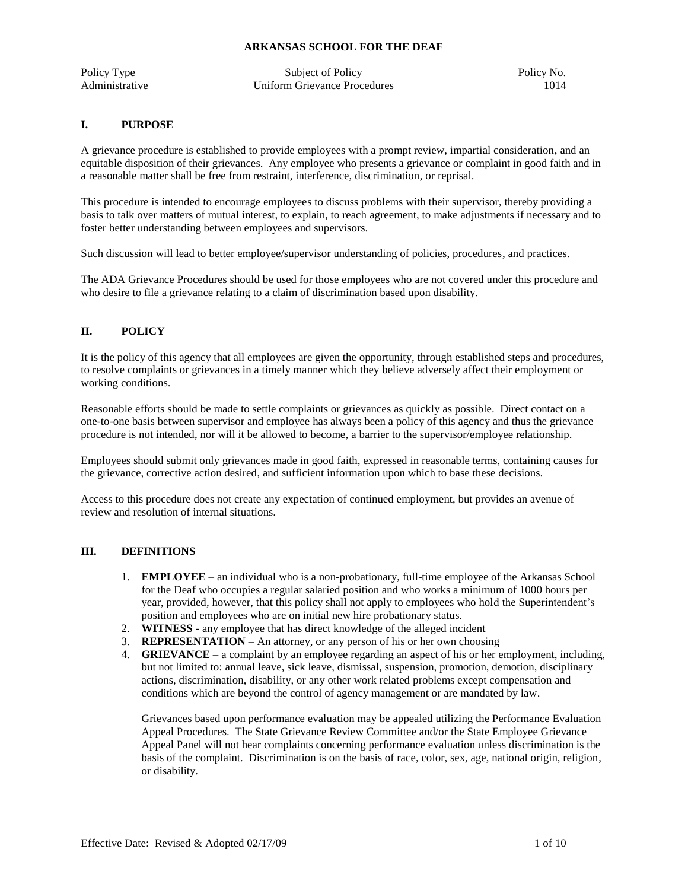# ARKANSAS SCHOOL FOR THE DEAF

| Policy Type | Subject of Policy | Policy No. |
|---|---|---|
| Administrative | Uniform Grievance Procedures | 1014 |

## I. PURPOSE

A grievance procedure is established to provide employees with a prompt review, impartial consideration, and an equitable disposition of their grievances. Any employee who presents a grievance or complaint in good faith and in a reasonable matter shall be free from restraint, interference, discrimination, or reprisal.

This procedure is intended to encourage employees to discuss problems with their supervisor, thereby providing a basis to talk over matters of mutual interest, to explain, to reach agreement, to make adjustments if necessary and to foster better understanding between employees and supervisors.

Such discussion will lead to better employee/supervisor understanding of policies, procedures, and practices.

The ADA Grievance Procedures should be used for those employees who are not covered under this procedure and who desire to file a grievance relating to a claim of discrimination based upon disability.

## II. POLICY

It is the policy of this agency that all employees are given the opportunity, through established steps and procedures, to resolve complaints or grievances in a timely manner which they believe adversely affect their employment or working conditions.

Reasonable efforts should be made to settle complaints or grievances as quickly as possible. Direct contact on a one-to-one basis between supervisor and employee has always been a policy of this agency and thus the grievance procedure is not intended, nor will it be allowed to become, a barrier to the supervisor/employee relationship.

Employees should submit only grievances made in good faith, expressed in reasonable terms, containing causes for the grievance, corrective action desired, and sufficient information upon which to base these decisions.

Access to this procedure does not create any expectation of continued employment, but provides an avenue of review and resolution of internal situations.

## III. DEFINITIONS

1. **EMPLOYEE** – an individual who is a non-probationary, full-time employee of the Arkansas School for the Deaf who occupies a regular salaried position and who works a minimum of 1000 hours per year, provided, however, that this policy shall not apply to employees who hold the Superintendent's position and employees who are on initial new hire probationary status.
2. **WITNESS** - any employee that has direct knowledge of the alleged incident
3. **REPRESENTATION** – An attorney, or any person of his or her own choosing
4. **GRIEVANCE** – a complaint by an employee regarding an aspect of his or her employment, including, but not limited to: annual leave, sick leave, dismissal, suspension, promotion, demotion, disciplinary actions, discrimination, disability, or any other work related problems except compensation and conditions which are beyond the control of agency management or are mandated by law.

   Grievances based upon performance evaluation may be appealed utilizing the Performance Evaluation Appeal Procedures. The State Grievance Review Committee and/or the State Employee Grievance Appeal Panel will not hear complaints concerning performance evaluation unless discrimination is the basis of the complaint. Discrimination is on the basis of race, color, sex, age, national origin, religion, or disability.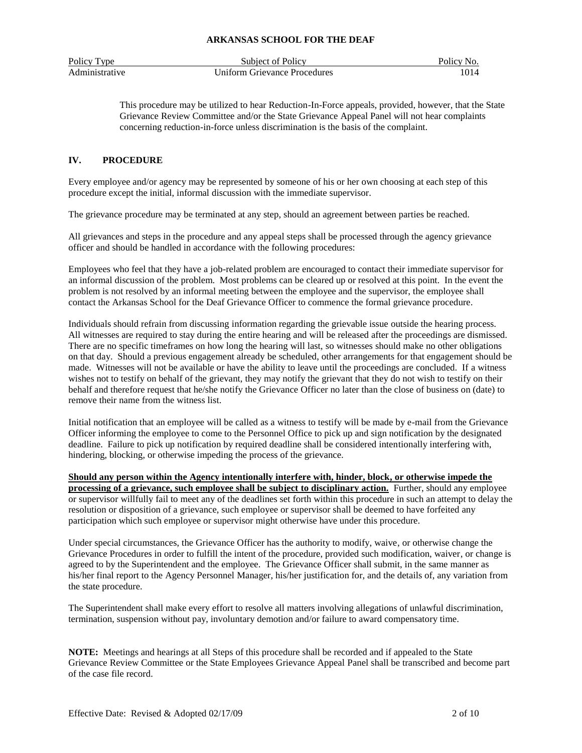This procedure may be utilized to hear Reduction-In-Force appeals, provided, however, that the State Grievance Review Committee and/or the State Grievance Appeal Panel will not hear complaints concerning reduction-in-force unless discrimination is the basis of the complaint.

## IV. PROCEDURE

Every employee and/or agency may be represented by someone of his or her own choosing at each step of this procedure except the initial, informal discussion with the immediate supervisor.

The grievance procedure may be terminated at any step, should an agreement between parties be reached.

All grievances and steps in the procedure and any appeal steps shall be processed through the agency grievance officer and should be handled in accordance with the following procedures:

Employees who feel that they have a job-related problem are encouraged to contact their immediate supervisor for an informal discussion of the problem. Most problems can be cleared up or resolved at this point. In the event the problem is not resolved by an informal meeting between the employee and the supervisor, the employee shall contact the Arkansas School for the Deaf Grievance Officer to commence the formal grievance procedure.

Individuals should refrain from discussing information regarding the grievable issue outside the hearing process. All witnesses are required to stay during the entire hearing and will be released after the proceedings are dismissed. There are no specific timeframes on how long the hearing will last, so witnesses should make no other obligations on that day. Should a previous engagement already be scheduled, other arrangements for that engagement should be made. Witnesses will not be available or have the ability to leave until the proceedings are concluded. If a witness wishes not to testify on behalf of the grievant, they may notify the grievant that they do not wish to testify on their behalf and therefore request that he/she notify the Grievance Officer no later than the close of business on (date) to remove their name from the witness list.

Initial notification that an employee will be called as a witness to testify will be made by e-mail from the Grievance Officer informing the employee to come to the Personnel Office to pick up and sign notification by the designated deadline. Failure to pick up notification by required deadline shall be considered intentionally interfering with, hindering, blocking, or otherwise impeding the process of the grievance.

**Should any person within the Agency intentionally interfere with, hinder, block, or otherwise impede the processing of a grievance, such employee shall be subject to disciplinary action.** Further, should any employee or supervisor willfully fail to meet any of the deadlines set forth within this procedure in such an attempt to delay the resolution or disposition of a grievance, such employee or supervisor shall be deemed to have forfeited any participation which such employee or supervisor might otherwise have under this procedure.

Under special circumstances, the Grievance Officer has the authority to modify, waive, or otherwise change the Grievance Procedures in order to fulfill the intent of the procedure, provided such modification, waiver, or change is agreed to by the Superintendent and the employee. The Grievance Officer shall submit, in the same manner as his/her final report to the Agency Personnel Manager, his/her justification for, and the details of, any variation from the state procedure.

The Superintendent shall make every effort to resolve all matters involving allegations of unlawful discrimination, termination, suspension without pay, involuntary demotion and/or failure to award compensatory time.

**NOTE:** Meetings and hearings at all Steps of this procedure shall be recorded and if appealed to the State Grievance Review Committee or the State Employees Grievance Appeal Panel shall be transcribed and become part of the case file record.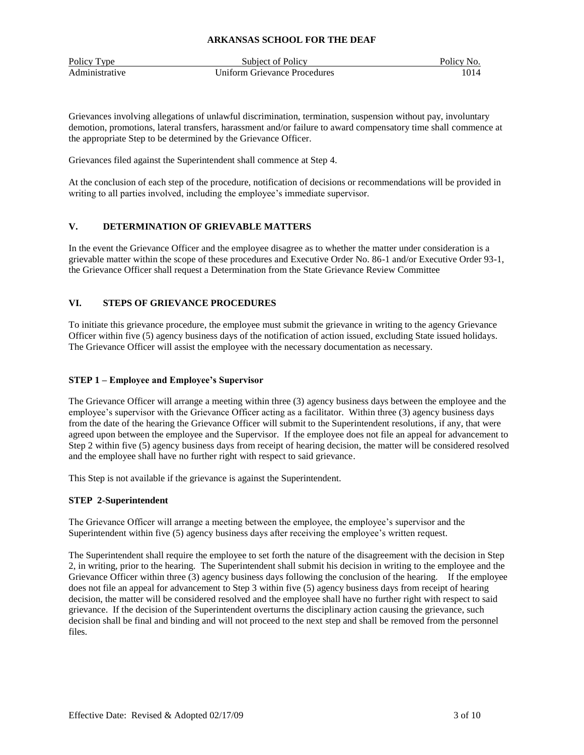Grievances involving allegations of unlawful discrimination, termination, suspension without pay, involuntary demotion, promotions, lateral transfers, harassment and/or failure to award compensatory time shall commence at the appropriate Step to be determined by the Grievance Officer.

Grievances filed against the Superintendent shall commence at Step 4.

At the conclusion of each step of the procedure, notification of decisions or recommendations will be provided in writing to all parties involved, including the employee's immediate supervisor.

## V. DETERMINATION OF GRIEVABLE MATTERS

In the event the Grievance Officer and the employee disagree as to whether the matter under consideration is a grievable matter within the scope of these procedures and Executive Order No. 86-1 and/or Executive Order 93-1, the Grievance Officer shall request a Determination from the State Grievance Review Committee

## VI. STEPS OF GRIEVANCE PROCEDURES

To initiate this grievance procedure, the employee must submit the grievance in writing to the agency Grievance Officer within five (5) agency business days of the notification of action issued, excluding State issued holidays. The Grievance Officer will assist the employee with the necessary documentation as necessary.

### STEP 1 – Employee and Employee's Supervisor

The Grievance Officer will arrange a meeting within three (3) agency business days between the employee and the employee's supervisor with the Grievance Officer acting as a facilitator. Within three (3) agency business days from the date of the hearing the Grievance Officer will submit to the Superintendent resolutions, if any, that were agreed upon between the employee and the Supervisor. If the employee does not file an appeal for advancement to Step 2 within five (5) agency business days from receipt of hearing decision, the matter will be considered resolved and the employee shall have no further right with respect to said grievance.

This Step is not available if the grievance is against the Superintendent.

### STEP 2-Superintendent

The Grievance Officer will arrange a meeting between the employee, the employee's supervisor and the Superintendent within five (5) agency business days after receiving the employee's written request.

The Superintendent shall require the employee to set forth the nature of the disagreement with the decision in Step 2, in writing, prior to the hearing. The Superintendent shall submit his decision in writing to the employee and the Grievance Officer within three (3) agency business days following the conclusion of the hearing. If the employee does not file an appeal for advancement to Step 3 within five (5) agency business days from receipt of hearing decision, the matter will be considered resolved and the employee shall have no further right with respect to said grievance. If the decision of the Superintendent overturns the disciplinary action causing the grievance, such decision shall be final and binding and will not proceed to the next step and shall be removed from the personnel files.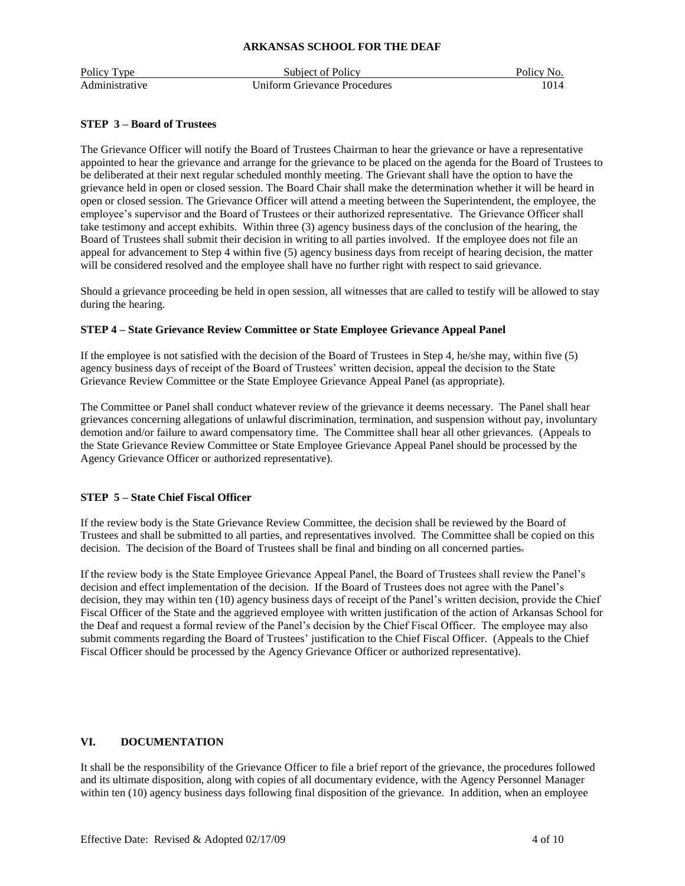**STEP 3 – Board of Trustees**

The Grievance Officer will notify the Board of Trustees Chairman to hear the grievance or have a representative appointed to hear the grievance and arrange for the grievance to be placed on the agenda for the Board of Trustees to be deliberated at their next regular scheduled monthly meeting. The Grievant shall have the option to have the grievance held in open or closed session. The Board Chair shall make the determination whether it will be heard in open or closed session. The Grievance Officer will attend a meeting between the Superintendent, the employee, the employee's supervisor and the Board of Trustees or their authorized representative. The Grievance Officer shall take testimony and accept exhibits. Within three (3) agency business days of the conclusion of the hearing, the Board of Trustees shall submit their decision in writing to all parties involved. If the employee does not file an appeal for advancement to Step 4 within five (5) agency business days from receipt of hearing decision, the matter will be considered resolved and the employee shall have no further right with respect to said grievance.

Should a grievance proceeding be held in open session, all witnesses that are called to testify will be allowed to stay during the hearing.

**STEP 4 – State Grievance Review Committee or State Employee Grievance Appeal Panel**

If the employee is not satisfied with the decision of the Board of Trustees in Step 4, he/she may, within five (5) agency business days of receipt of the Board of Trustees' written decision, appeal the decision to the State Grievance Review Committee or the State Employee Grievance Appeal Panel (as appropriate).

The Committee or Panel shall conduct whatever review of the grievance it deems necessary. The Panel shall hear grievances concerning allegations of unlawful discrimination, termination, and suspension without pay, involuntary demotion and/or failure to award compensatory time. The Committee shall hear all other grievances. (Appeals to the State Grievance Review Committee or State Employee Grievance Appeal Panel should be processed by the Agency Grievance Officer or authorized representative).

**STEP 5 – State Chief Fiscal Officer**

If the review body is the State Grievance Review Committee, the decision shall be reviewed by the Board of Trustees and shall be submitted to all parties, and representatives involved. The Committee shall be copied on this decision. The decision of the Board of Trustees shall be final and binding on all concerned parties.

If the review body is the State Employee Grievance Appeal Panel, the Board of Trustees shall review the Panel's decision and effect implementation of the decision. If the Board of Trustees does not agree with the Panel's decision, they may within ten (10) agency business days of receipt of the Panel's written decision, provide the Chief Fiscal Officer of the State and the aggrieved employee with written justification of the action of Arkansas School for the Deaf and request a formal review of the Panel's decision by the Chief Fiscal Officer. The employee may also submit comments regarding the Board of Trustees' justification to the Chief Fiscal Officer. (Appeals to the Chief Fiscal Officer should be processed by the Agency Grievance Officer or authorized representative).

## VI. DOCUMENTATION

It shall be the responsibility of the Grievance Officer to file a brief report of the grievance, the procedures followed and its ultimate disposition, along with copies of all documentary evidence, with the Agency Personnel Manager within ten (10) agency business days following final disposition of the grievance. In addition, when an employee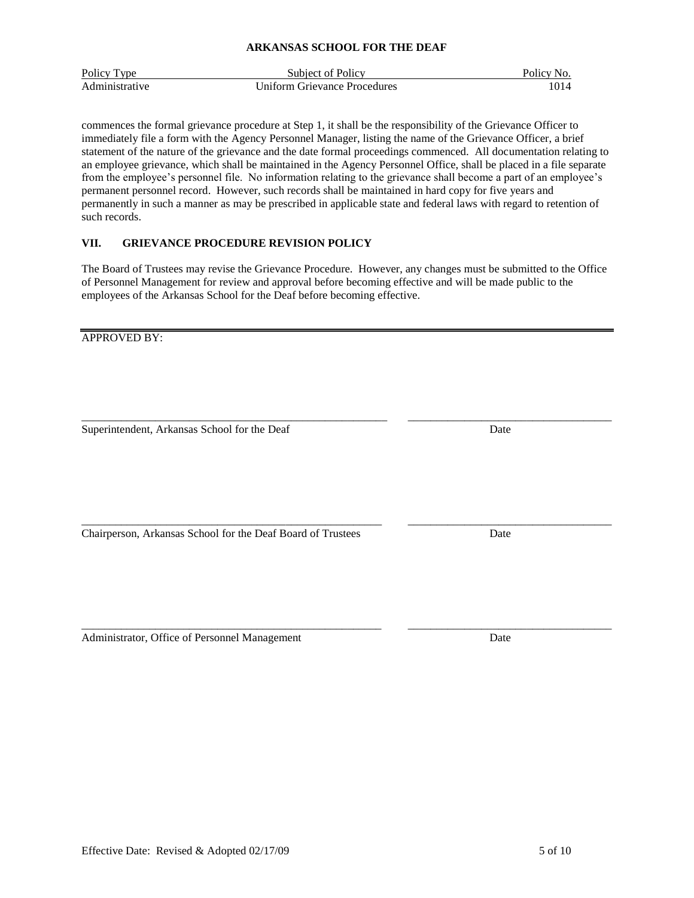commences the formal grievance procedure at Step 1, it shall be the responsibility of the Grievance Officer to immediately file a form with the Agency Personnel Manager, listing the name of the Grievance Officer, a brief statement of the nature of the grievance and the date formal proceedings commenced. All documentation relating to an employee grievance, which shall be maintained in the Agency Personnel Office, shall be placed in a file separate from the employee's personnel file. No information relating to the grievance shall become a part of an employee's permanent personnel record. However, such records shall be maintained in hard copy for five years and permanently in such a manner as may be prescribed in applicable state and federal laws with regard to retention of such records.

## VII. GRIEVANCE PROCEDURE REVISION POLICY

The Board of Trustees may revise the Grievance Procedure. However, any changes must be submitted to the Office of Personnel Management for review and approval before becoming effective and will be made public to the employees of the Arkansas School for the Deaf before becoming effective.

---

APPROVED BY:

\_\_\_\_\_\_\_\_\_\_\_\_\_\_\_\_\_\_\_\_\_\_\_\_\_\_\_\_\_\_\_\_\_\_\_\_\_\_\_\_ \_\_\_\_\_\_\_\_\_\_\_\_\_\_\_\_\_\_\_\_\_\_\_\_\_\_\_\_
Superintendent, Arkansas School for the Deaf Date

\_\_\_\_\_\_\_\_\_\_\_\_\_\_\_\_\_\_\_\_\_\_\_\_\_\_\_\_\_\_\_\_\_\_\_\_\_\_\_\_ \_\_\_\_\_\_\_\_\_\_\_\_\_\_\_\_\_\_\_\_\_\_\_\_\_\_\_\_
Chairperson, Arkansas School for the Deaf Board of Trustees Date

\_\_\_\_\_\_\_\_\_\_\_\_\_\_\_\_\_\_\_\_\_\_\_\_\_\_\_\_\_\_\_\_\_\_\_\_\_\_\_\_ \_\_\_\_\_\_\_\_\_\_\_\_\_\_\_\_\_\_\_\_\_\_\_\_\_\_\_\_
Administrator, Office of Personnel Management Date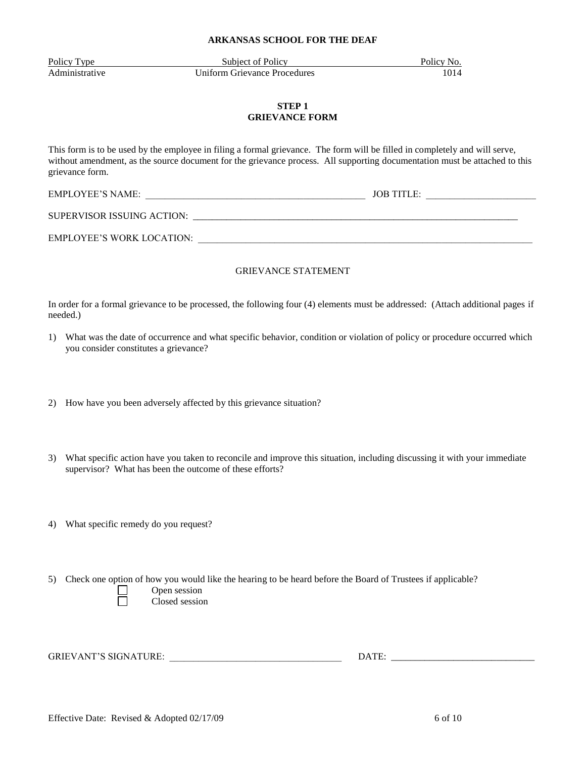**ARKANSAS SCHOOL FOR THE DEAF**

| Policy Type | Subject of Policy | Policy No. |
|---|---|---|
| Administrative | Uniform Grievance Procedures | 1014 |

## STEP 1
## GRIEVANCE FORM

This form is to be used by the employee in filing a formal grievance. The form will be filled in completely and will serve, without amendment, as the source document for the grievance process. All supporting documentation must be attached to this grievance form.

EMPLOYEE'S NAME: ______________________________________________ JOB TITLE: ______________________

SUPERVISOR ISSUING ACTION: ______________________________________________________________________

EMPLOYEE'S WORK LOCATION: ______________________________________________________________________

GRIEVANCE STATEMENT

In order for a formal grievance to be processed, the following four (4) elements must be addressed: (Attach additional pages if needed.)

1) What was the date of occurrence and what specific behavior, condition or violation of policy or procedure occurred which you consider constitutes a grievance?

2) How have you been adversely affected by this grievance situation?

3) What specific action have you taken to reconcile and improve this situation, including discussing it with your immediate supervisor? What has been the outcome of these efforts?

4) What specific remedy do you request?

5) Check one option of how you would like the hearing to be heard before the Board of Trustees if applicable?
   - ☐ Open session
   - ☐ Closed session

GRIEVANT'S SIGNATURE: ___________________________________ DATE: ______________________________

Effective Date: Revised & Adopted 02/17/09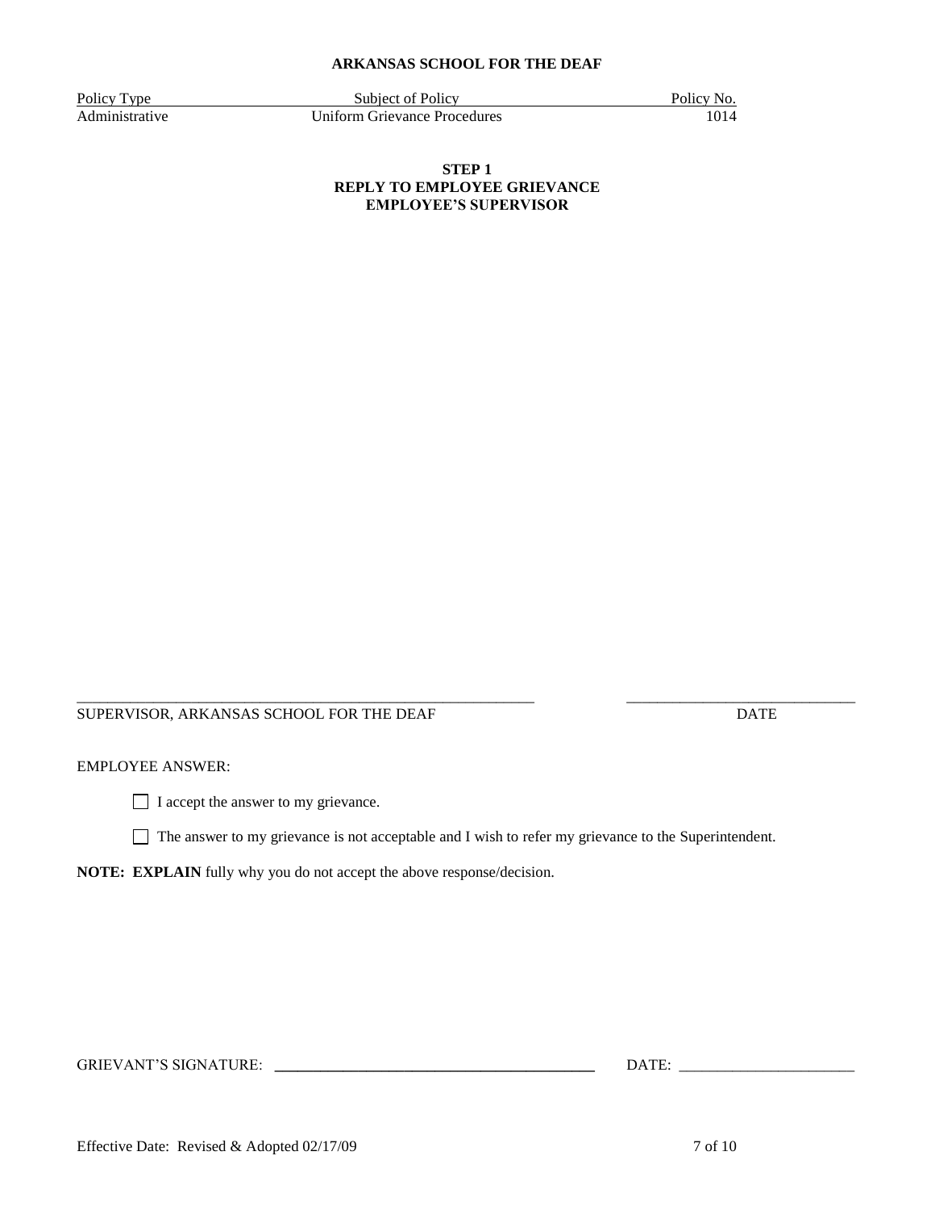**ARKANSAS SCHOOL FOR THE DEAF**

| Policy Type | Subject of Policy | Policy No. |
|---|---|---|
| Administrative | Uniform Grievance Procedures | 1014 |

**STEP 1**
**REPLY TO EMPLOYEE GRIEVANCE**
**EMPLOYEE'S SUPERVISOR**

_____________________________________________ _______________________

SUPERVISOR, ARKANSAS SCHOOL FOR THE DEAF DATE

EMPLOYEE ANSWER:

☐ I accept the answer to my grievance.

☐ The answer to my grievance is not acceptable and I wish to refer my grievance to the Superintendent.

**NOTE: EXPLAIN** fully why you do not accept the above response/decision.

GRIEVANT'S SIGNATURE: _________________________________ DATE: ____________________

Effective Date: Revised & Adopted 02/17/09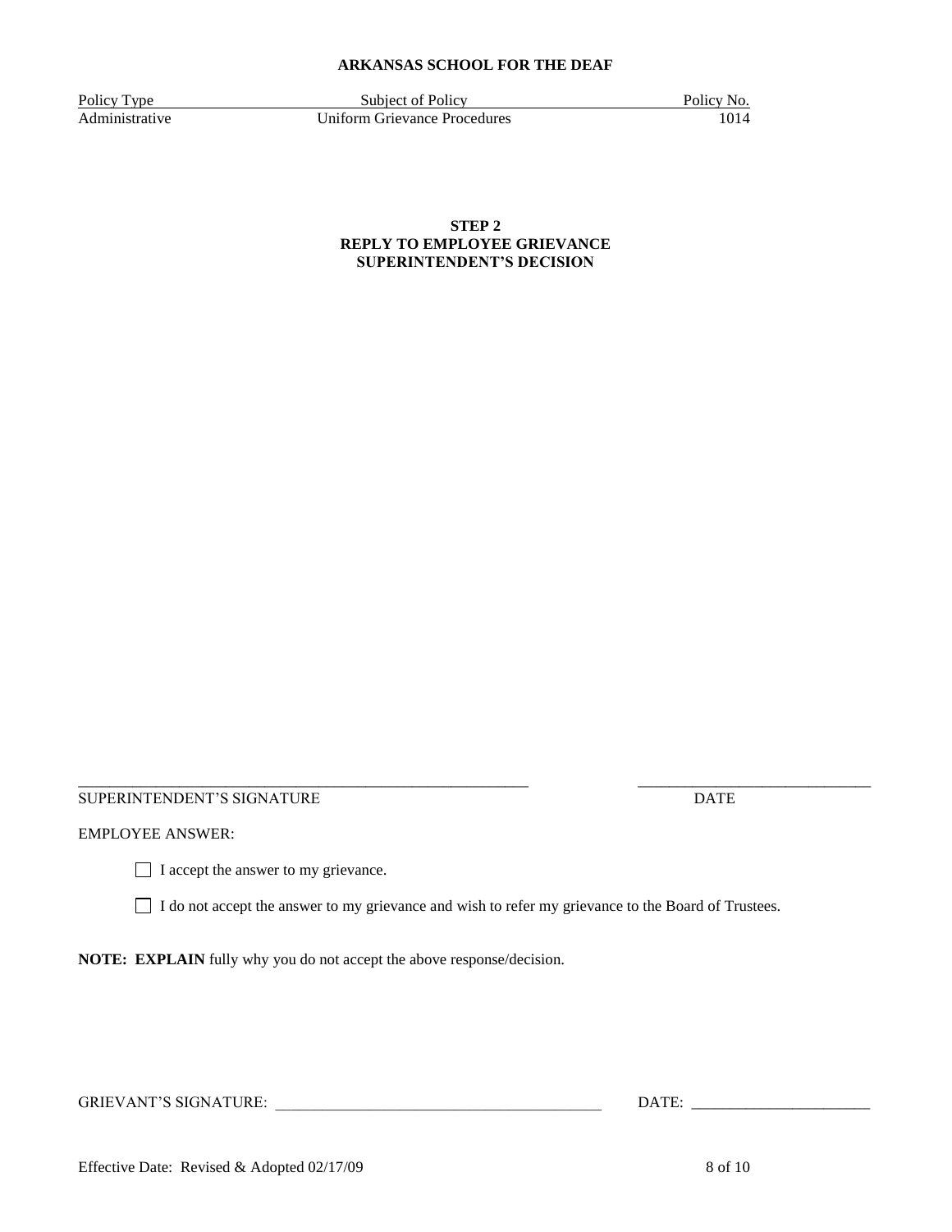**ARKANSAS SCHOOL FOR THE DEAF**

| Policy Type | Subject of Policy | Policy No. |
|---|---|---|
| Administrative | Uniform Grievance Procedures | 1014 |

**STEP 2**
**REPLY TO EMPLOYEE GRIEVANCE**
**SUPERINTENDENT'S DECISION**

_______________________________________________ _______________________
SUPERINTENDENT'S SIGNATURE DATE

EMPLOYEE ANSWER:

☐ I accept the answer to my grievance.

☐ I do not accept the answer to my grievance and wish to refer my grievance to the Board of Trustees.

**NOTE: EXPLAIN** fully why you do not accept the above response/decision.

GRIEVANT'S SIGNATURE: ________________________________ DATE: ____________________

Effective Date: Revised & Adopted 02/17/09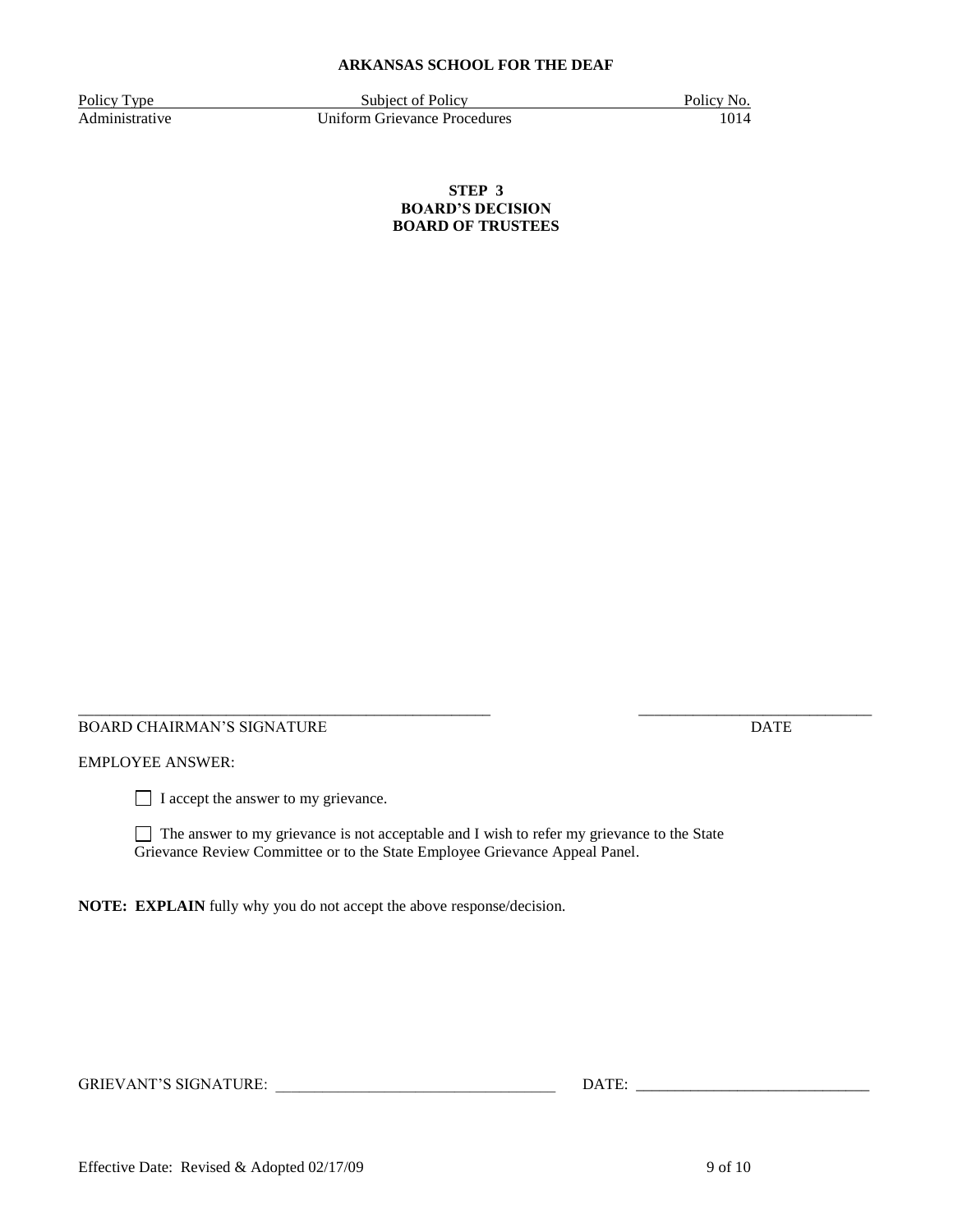**ARKANSAS SCHOOL FOR THE DEAF**

| Policy Type | Subject of Policy | Policy No. |
|---|---|---|
| Administrative | Uniform Grievance Procedures | 1014 |

**STEP 3**
**BOARD'S DECISION**
**BOARD OF TRUSTEES**

\_\_\_\_\_\_\_\_\_\_\_\_\_\_\_\_\_\_\_\_\_\_\_\_\_\_\_\_\_\_\_\_\_\_\_\_\_\_\_\_\_\_\_\_\_\_\_\_\_\_\_\_ \_\_\_\_\_\_\_\_\_\_\_\_\_\_\_\_\_\_\_\_\_\_\_\_\_\_\_\_\_\_
BOARD CHAIRMAN'S SIGNATURE DATE

EMPLOYEE ANSWER:

☐ I accept the answer to my grievance.

☐ The answer to my grievance is not acceptable and I wish to refer my grievance to the State Grievance Review Committee or to the State Employee Grievance Appeal Panel.

**NOTE: EXPLAIN** fully why you do not accept the above response/decision.

GRIEVANT'S SIGNATURE: \_\_\_\_\_\_\_\_\_\_\_\_\_\_\_\_\_\_\_\_\_\_\_\_\_\_\_\_\_\_\_\_\_\_\_\_ DATE: \_\_\_\_\_\_\_\_\_\_\_\_\_\_\_\_\_\_\_\_\_\_\_\_\_\_\_\_\_\_

Effective Date: Revised & Adopted 02/17/09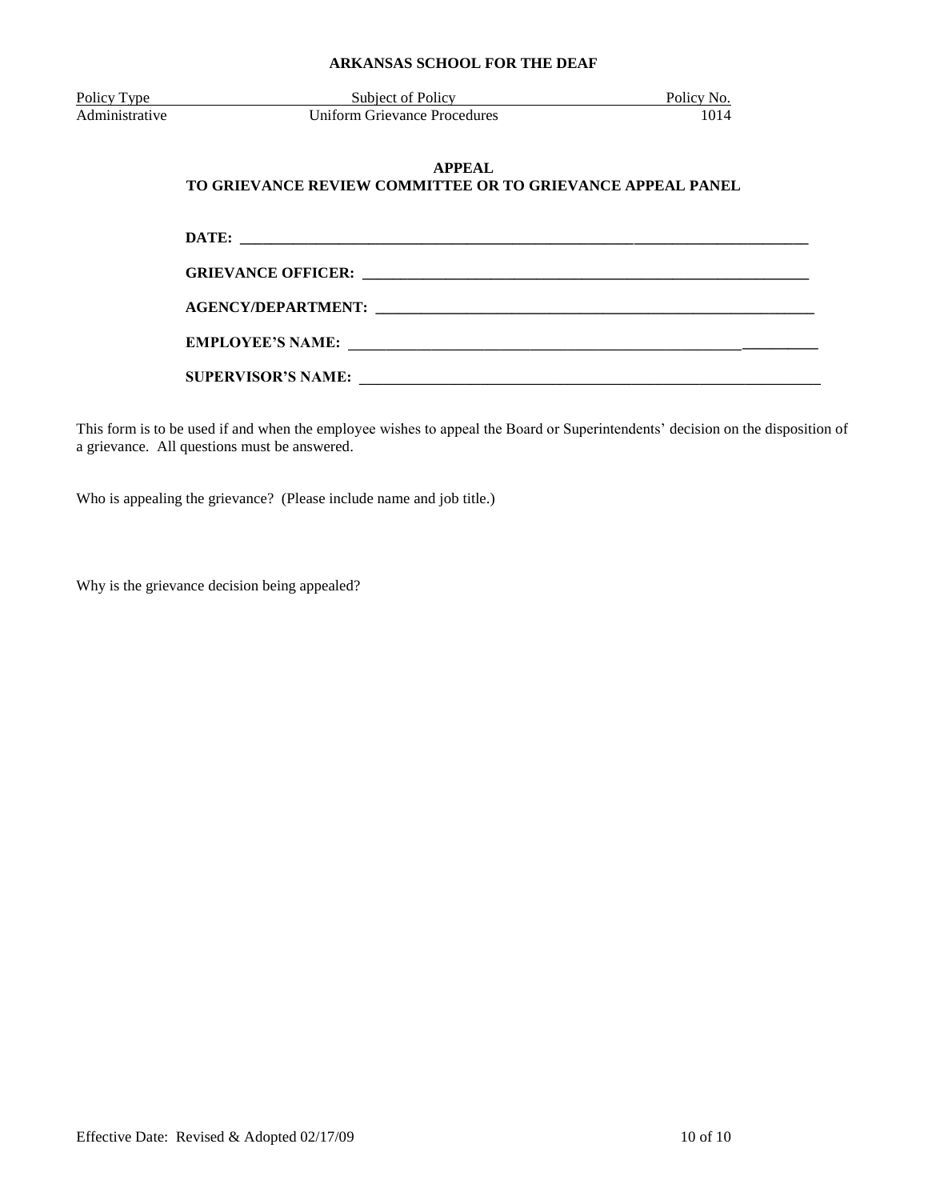**ARKANSAS SCHOOL FOR THE DEAF**

| Policy Type | Subject of Policy | Policy No. |
|---|---|---|
| Administrative | Uniform Grievance Procedures | 1014 |

**APPEAL**
**TO GRIEVANCE REVIEW COMMITTEE OR TO GRIEVANCE APPEAL PANEL**

**DATE:** ________________________________________________________________________

**GRIEVANCE OFFICER:** ______________________________________________________

**AGENCY/DEPARTMENT:** ____________________________________________________

**EMPLOYEE'S NAME:** _______________________________________________________

**SUPERVISOR'S NAME:** _____________________________________________________

This form is to be used if and when the employee wishes to appeal the Board or Superintendents' decision on the disposition of a grievance. All questions must be answered.

Who is appealing the grievance? (Please include name and job title.)

Why is the grievance decision being appealed?

Effective Date: Revised & Adopted 02/17/09